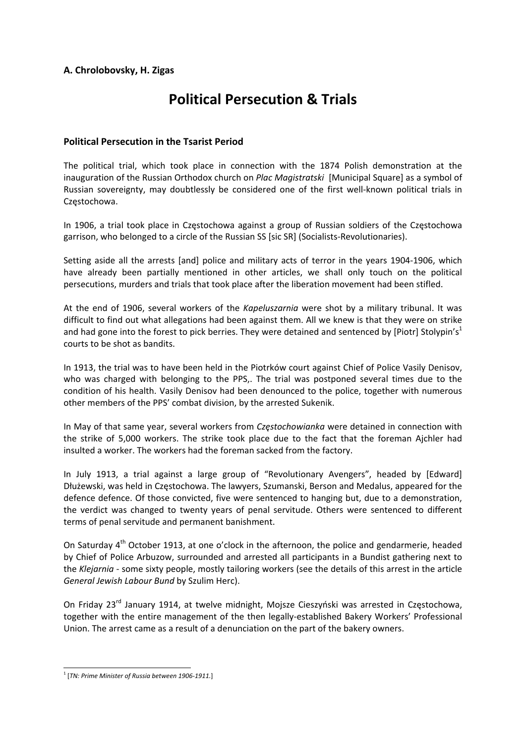**A. Chrolobovsky, H. Zigas**

# Political Persecution & Trials

## Political Persecution in the Tsarist Period

The political trial, which took place in connection with the 1874 Polish demonstration at the inauguration of the Russian Orthodox church on *Plac Magistratski* [Municipal Square] as a symbol of Russian sovereignty, may doubtlessly be considered one of the first well-known political trials in Częstochowa.

In 1906, a trial took place in Częstochowa against a group of Russian soldiers of the Częstochowa garrison, who belonged to a circle of the Russian SS [sic SR] (Socialists-Revolutionaries).

Setting aside all the arrests [and] police and military acts of terror in the years 1904-1906, which have already been partially mentioned in other articles, we shall only touch on the political persecutions, murders and trials that took place after the liberation movement had been stifled.

At the end of 1906, several workers of the *Kapeluszarnia* were shot by a military tribunal. It was difficult to find out what allegations had been against them. All we knew is that they were on strike and had gone into the forest to pick berries. They were detained and sentenced by [Piotr] Stolypin's[1] courts to be shot as bandits.

In 1913, the trial was to have been held in the Piotrków court against Chief of Police Vasily Denisov, who was charged with belonging to the PPS,. The trial was postponed several times due to the condition of his health. Vasily Denisov had been denounced to the police, together with numerous other members of the PPS' combat division, by the arrested Sukenik.

In May of that same year, several workers from *Częstochowianka* were detained in connection with the strike of 5,000 workers. The strike took place due to the fact that the foreman Ajchler had insulted a worker. The workers had the foreman sacked from the factory.

In July 1913, a trial against a large group of "Revolutionary Avengers", headed by [Edward] Dłużewski, was held in Częstochowa. The lawyers, Szumanski, Berson and Medalus, appeared for the defence defence. Of those convicted, five were sentenced to hanging but, due to a demonstration, the verdict was changed to twenty years of penal servitude. Others were sentenced to different terms of penal servitude and permanent banishment.

On Saturday 4th October 1913, at one o'clock in the afternoon, the police and gendarmerie, headed by Chief of Police Arbuzow, surrounded and arrested all participants in a Bundist gathering next to the *Klejarnia* - some sixty people, mostly tailoring workers (see the details of this arrest in the article *General Jewish Labour Bund* by Szulim Herc).

On Friday 23rd January 1914, at twelve midnight, Mojsze Cieszyński was arrested in Częstochowa, together with the entire management of the then legally-established Bakery Workers' Professional Union. The arrest came as a result of a denunciation on the part of the bakery owners.

---

[1] [*TN: Prime Minister of Russia between 1906-1911.*]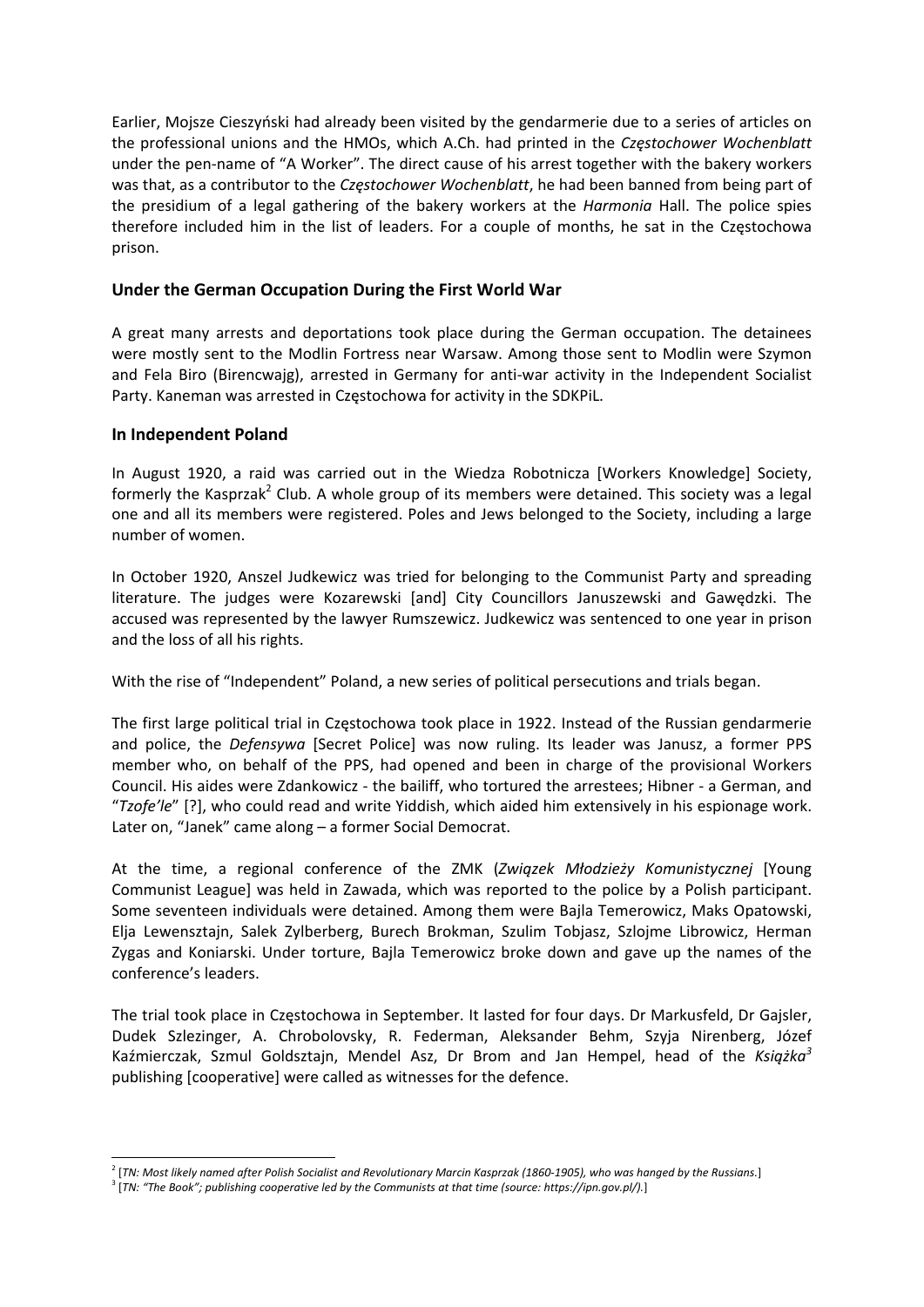Earlier, Mojsze Cieszyński had already been visited by the gendarmerie due to a series of articles on the professional unions and the HMOs, which A.Ch. had printed in the *Częstochower Wochenblatt* under the pen-name of "A Worker". The direct cause of his arrest together with the bakery workers was that, as a contributor to the *Częstochower Wochenblatt*, he had been banned from being part of the presidium of a legal gathering of the bakery workers at the *Harmonia* Hall. The police spies therefore included him in the list of leaders. For a couple of months, he sat in the Częstochowa prison.

### Under the German Occupation During the First World War

A great many arrests and deportations took place during the German occupation. The detainees were mostly sent to the Modlin Fortress near Warsaw. Among those sent to Modlin were Szymon and Fela Biro (Birencwajg), arrested in Germany for anti-war activity in the Independent Socialist Party. Kaneman was arrested in Częstochowa for activity in the SDKPiL.

### In Independent Poland

In August 1920, a raid was carried out in the Wiedza Robotnicza [Workers Knowledge] Society, formerly the Kasprzak[2] Club. A whole group of its members were detained. This society was a legal one and all its members were registered. Poles and Jews belonged to the Society, including a large number of women.

In October 1920, Anszel Judkewicz was tried for belonging to the Communist Party and spreading literature. The judges were Kozarewski [and] City Councillors Januszewski and Gawędzki. The accused was represented by the lawyer Rumszewicz. Judkewicz was sentenced to one year in prison and the loss of all his rights.

With the rise of "Independent" Poland, a new series of political persecutions and trials began.

The first large political trial in Częstochowa took place in 1922. Instead of the Russian gendarmerie and police, the *Defensywa* [Secret Police] was now ruling. Its leader was Janusz, a former PPS member who, on behalf of the PPS, had opened and been in charge of the provisional Workers Council. His aides were Zdankowicz - the bailiff, who tortured the arrestees; Hibner - a German, and "*Tzofe'le*" [?], who could read and write Yiddish, which aided him extensively in his espionage work. Later on, "Janek" came along – a former Social Democrat.

At the time, a regional conference of the ZMK (*Związek Młodzieży Komunistycznej* [Young Communist League] was held in Zawada, which was reported to the police by a Polish participant. Some seventeen individuals were detained. Among them were Bajla Temerowicz, Maks Opatowski, Elja Lewensztajn, Salek Zylberberg, Burech Brokman, Szulim Tobjasz, Szlojme Librowicz, Herman Zygas and Koniarski. Under torture, Bajla Temerowicz broke down and gave up the names of the conference's leaders.

The trial took place in Częstochowa in September. It lasted for four days. Dr Markusfeld, Dr Gajsler, Dudek Szlezinger, A. Chrobolovsky, R. Federman, Aleksander Behm, Szyja Nirenberg, Józef Kaźmierczak, Szmul Goldsztajn, Mendel Asz, Dr Brom and Jan Hempel, head of the *Książka*[3] publishing [cooperative] were called as witnesses for the defence.

---

[2] [*TN: Most likely named after Polish Socialist and Revolutionary Marcin Kasprzak (1860-1905), who was hanged by the Russians.*]

[3] [*TN: "The Book"; publishing cooperative led by the Communists at that time (source: https://ipn.gov.pl/).*]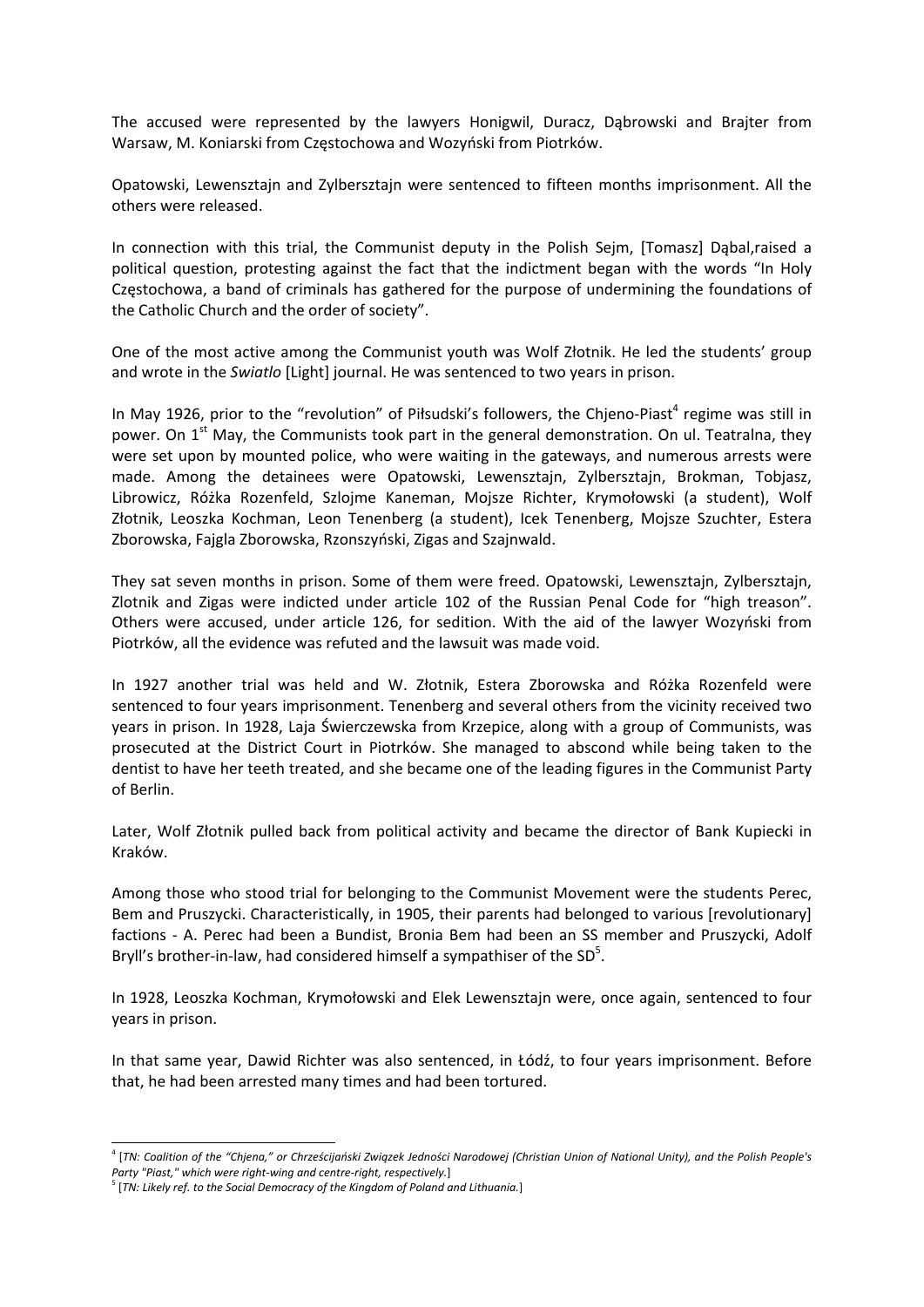The accused were represented by the lawyers Honigwil, Duracz, Dąbrowski and Brajter from Warsaw, M. Koniarski from Częstochowa and Wozyński from Piotrków.

Opatowski, Lewensztajn and Zylbersztajn were sentenced to fifteen months imprisonment. All the others were released.

In connection with this trial, the Communist deputy in the Polish Sejm, [Tomasz] Dąbal,raised a political question, protesting against the fact that the indictment began with the words "In Holy Częstochowa, a band of criminals has gathered for the purpose of undermining the foundations of the Catholic Church and the order of society".

One of the most active among the Communist youth was Wolf Złotnik. He led the students' group and wrote in the *Swiatlo* [Light] journal. He was sentenced to two years in prison.

In May 1926, prior to the "revolution" of Piłsudski's followers, the Chjeno-Piast[4] regime was still in power. On 1st May, the Communists took part in the general demonstration. On ul. Teatralna, they were set upon by mounted police, who were waiting in the gateways, and numerous arrests were made. Among the detainees were Opatowski, Lewensztajn, Zylbersztajn, Brokman, Tobjasz, Librowicz, Różka Rozenfeld, Szlojme Kaneman, Mojsze Richter, Krymołowski (a student), Wolf Złotnik, Leoszka Kochman, Leon Tenenberg (a student), Icek Tenenberg, Mojsze Szuchter, Estera Zborowska, Fajgla Zborowska, Rzonszyński, Zigas and Szajnwald.

They sat seven months in prison. Some of them were freed. Opatowski, Lewensztajn, Zylbersztajn, Zlotnik and Zigas were indicted under article 102 of the Russian Penal Code for "high treason". Others were accused, under article 126, for sedition. With the aid of the lawyer Wozyński from Piotrków, all the evidence was refuted and the lawsuit was made void.

In 1927 another trial was held and W. Złotnik, Estera Zborowska and Różka Rozenfeld were sentenced to four years imprisonment. Tenenberg and several others from the vicinity received two years in prison. In 1928, Laja Świerczewska from Krzepice, along with a group of Communists, was prosecuted at the District Court in Piotrków. She managed to abscond while being taken to the dentist to have her teeth treated, and she became one of the leading figures in the Communist Party of Berlin.

Later, Wolf Złotnik pulled back from political activity and became the director of Bank Kupiecki in Kraków.

Among those who stood trial for belonging to the Communist Movement were the students Perec, Bem and Pruszycki. Characteristically, in 1905, their parents had belonged to various [revolutionary] factions - A. Perec had been a Bundist, Bronia Bem had been an SS member and Pruszycki, Adolf Bryll's brother-in-law, had considered himself a sympathiser of the SD[5].

In 1928, Leoszka Kochman, Krymołowski and Elek Lewensztajn were, once again, sentenced to four years in prison.

In that same year, Dawid Richter was also sentenced, in Łódź, to four years imprisonment. Before that, he had been arrested many times and had been tortured.

---

[4] [*TN: Coalition of the "Chjena," or Chrześcijański Związek Jedności Narodowej (Christian Union of National Unity), and the Polish People's Party "Piast," which were right-wing and centre-right, respectively.*]

[5] [*TN: Likely ref. to the Social Democracy of the Kingdom of Poland and Lithuania.*]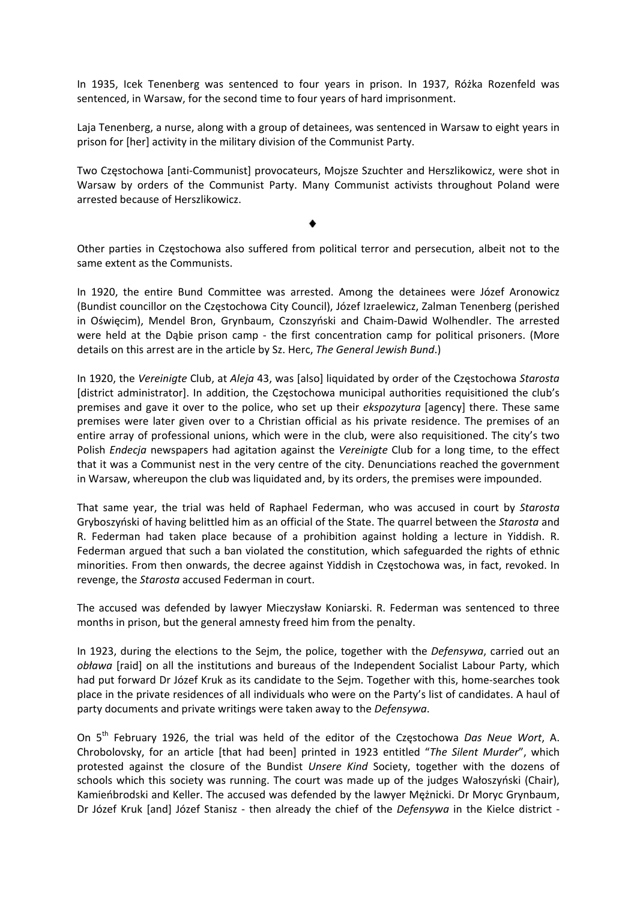In 1935, Icek Tenenberg was sentenced to four years in prison. In 1937, Różka Rozenfeld was sentenced, in Warsaw, for the second time to four years of hard imprisonment.

Laja Tenenberg, a nurse, along with a group of detainees, was sentenced in Warsaw to eight years in prison for [her] activity in the military division of the Communist Party.

Two Częstochowa [anti-Communist] provocateurs, Mojsze Szuchter and Herszlikowicz, were shot in Warsaw by orders of the Communist Party. Many Communist activists throughout Poland were arrested because of Herszlikowicz.

♦

Other parties in Częstochowa also suffered from political terror and persecution, albeit not to the same extent as the Communists.

In 1920, the entire Bund Committee was arrested. Among the detainees were Józef Aronowicz (Bundist councillor on the Częstochowa City Council), Józef Izraelewicz, Zalman Tenenberg (perished in Oświęcim), Mendel Bron, Grynbaum, Czonszyński and Chaim-Dawid Wolhendler. The arrested were held at the Dąbie prison camp - the first concentration camp for political prisoners. (More details on this arrest are in the article by Sz. Herc, *The General Jewish Bund*.)

In 1920, the *Vereinigte* Club, at *Aleja* 43, was [also] liquidated by order of the Częstochowa *Starosta* [district administrator]. In addition, the Częstochowa municipal authorities requisitioned the club's premises and gave it over to the police, who set up their *ekspozytura* [agency] there. These same premises were later given over to a Christian official as his private residence. The premises of an entire array of professional unions, which were in the club, were also requisitioned. The city's two Polish *Endecja* newspapers had agitation against the *Vereinigte* Club for a long time, to the effect that it was a Communist nest in the very centre of the city. Denunciations reached the government in Warsaw, whereupon the club was liquidated and, by its orders, the premises were impounded.

That same year, the trial was held of Raphael Federman, who was accused in court by *Starosta* Gryboszyński of having belittled him as an official of the State. The quarrel between the *Starosta* and R. Federman had taken place because of a prohibition against holding a lecture in Yiddish. R. Federman argued that such a ban violated the constitution, which safeguarded the rights of ethnic minorities. From then onwards, the decree against Yiddish in Częstochowa was, in fact, revoked. In revenge, the *Starosta* accused Federman in court.

The accused was defended by lawyer Mieczysław Koniarski. R. Federman was sentenced to three months in prison, but the general amnesty freed him from the penalty.

In 1923, during the elections to the Sejm, the police, together with the *Defensywa*, carried out an *obława* [raid] on all the institutions and bureaus of the Independent Socialist Labour Party, which had put forward Dr Józef Kruk as its candidate to the Sejm. Together with this, home-searches took place in the private residences of all individuals who were on the Party's list of candidates. A haul of party documents and private writings were taken away to the *Defensywa*.

On 5th February 1926, the trial was held of the editor of the Częstochowa *Das Neue Wort*, A. Chrobolovsky, for an article [that had been] printed in 1923 entitled "*The Silent Murder*", which protested against the closure of the Bundist *Unsere Kind* Society, together with the dozens of schools which this society was running. The court was made up of the judges Wałoszyński (Chair), Kamieńbrodski and Keller. The accused was defended by the lawyer Mężnicki. Dr Moryc Grynbaum, Dr Józef Kruk [and] Józef Stanisz - then already the chief of the *Defensywa* in the Kielce district -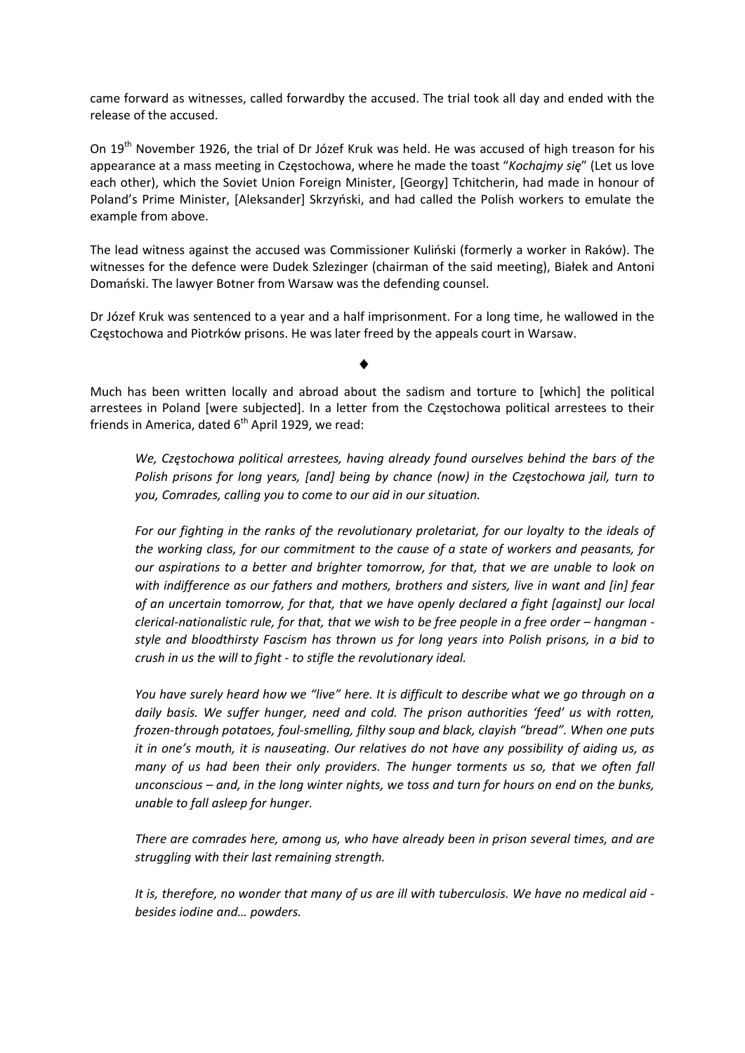came forward as witnesses, called forwardby the accused. The trial took all day and ended with the release of the accused.

On 19th November 1926, the trial of Dr Józef Kruk was held. He was accused of high treason for his appearance at a mass meeting in Częstochowa, where he made the toast "*Kochajmy się*" (Let us love each other), which the Soviet Union Foreign Minister, [Georgy] Tchitcherin, had made in honour of Poland's Prime Minister, [Aleksander] Skrzyński, and had called the Polish workers to emulate the example from above.

The lead witness against the accused was Commissioner Kuliński (formerly a worker in Raków). The witnesses for the defence were Dudek Szlezinger (chairman of the said meeting), Białek and Antoni Domański. The lawyer Botner from Warsaw was the defending counsel.

Dr Józef Kruk was sentenced to a year and a half imprisonment. For a long time, he wallowed in the Częstochowa and Piotrków prisons. He was later freed by the appeals court in Warsaw.

◆

Much has been written locally and abroad about the sadism and torture to [which] the political arrestees in Poland [were subjected]. In a letter from the Częstochowa political arrestees to their friends in America, dated 6th April 1929, we read:

> *We, Częstochowa political arrestees, having already found ourselves behind the bars of the Polish prisons for long years, [and] being by chance (now) in the Częstochowa jail, turn to you, Comrades, calling you to come to our aid in our situation.*
>
> *For our fighting in the ranks of the revolutionary proletariat, for our loyalty to the ideals of the working class, for our commitment to the cause of a state of workers and peasants, for our aspirations to a better and brighter tomorrow, for that, that we are unable to look on with indifference as our fathers and mothers, brothers and sisters, live in want and [in] fear of an uncertain tomorrow, for that, that we have openly declared a fight [against] our local clerical-nationalistic rule, for that, that we wish to be free people in a free order – hangman - style and bloodthirsty Fascism has thrown us for long years into Polish prisons, in a bid to crush in us the will to fight - to stifle the revolutionary ideal.*
>
> *You have surely heard how we "live" here. It is difficult to describe what we go through on a daily basis. We suffer hunger, need and cold. The prison authorities 'feed' us with rotten, frozen-through potatoes, foul-smelling, filthy soup and black, clayish "bread". When one puts it in one's mouth, it is nauseating. Our relatives do not have any possibility of aiding us, as many of us had been their only providers. The hunger torments us so, that we often fall unconscious – and, in the long winter nights, we toss and turn for hours on end on the bunks, unable to fall asleep for hunger.*
>
> *There are comrades here, among us, who have already been in prison several times, and are struggling with their last remaining strength.*
>
> *It is, therefore, no wonder that many of us are ill with tuberculosis. We have no medical aid - besides iodine and… powders.*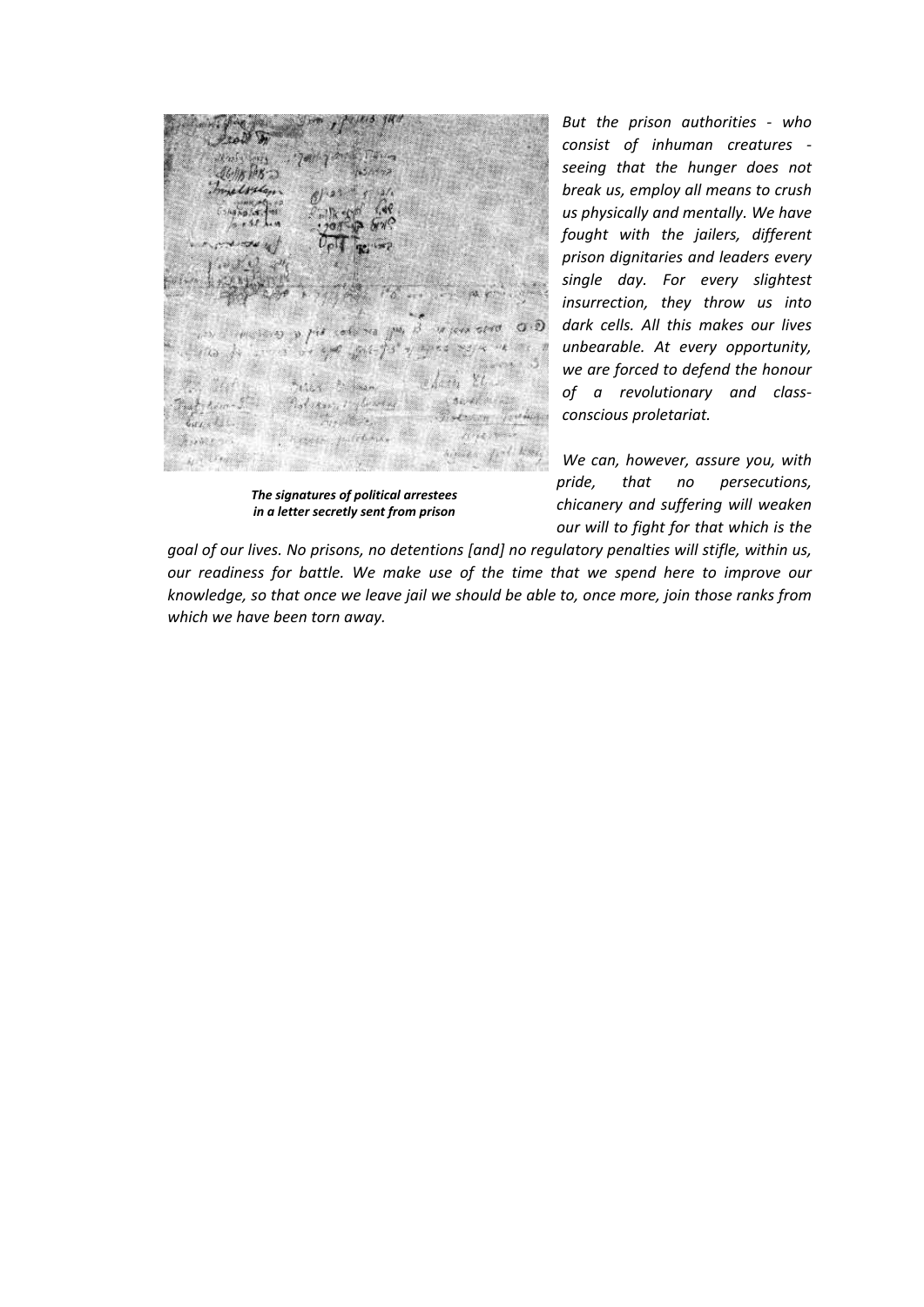*The signatures of political arrestees in a letter secretly sent from prison*

*But the prison authorities - who consist of inhuman creatures - seeing that the hunger does not break us, employ all means to crush us physically and mentally. We have fought with the jailers, different prison dignitaries and leaders every single day. For every slightest insurrection, they throw us into dark cells. All this makes our lives unbearable. At every opportunity, we are forced to defend the honour of a revolutionary and class-conscious proletariat.*

*We can, however, assure you, with pride, that no persecutions, chicanery and suffering will weaken our will to fight for that which is the goal of our lives. No prisons, no detentions [and] no regulatory penalties will stifle, within us, our readiness for battle. We make use of the time that we spend here to improve our knowledge, so that once we leave jail we should be able to, once more, join those ranks from which we have been torn away.*